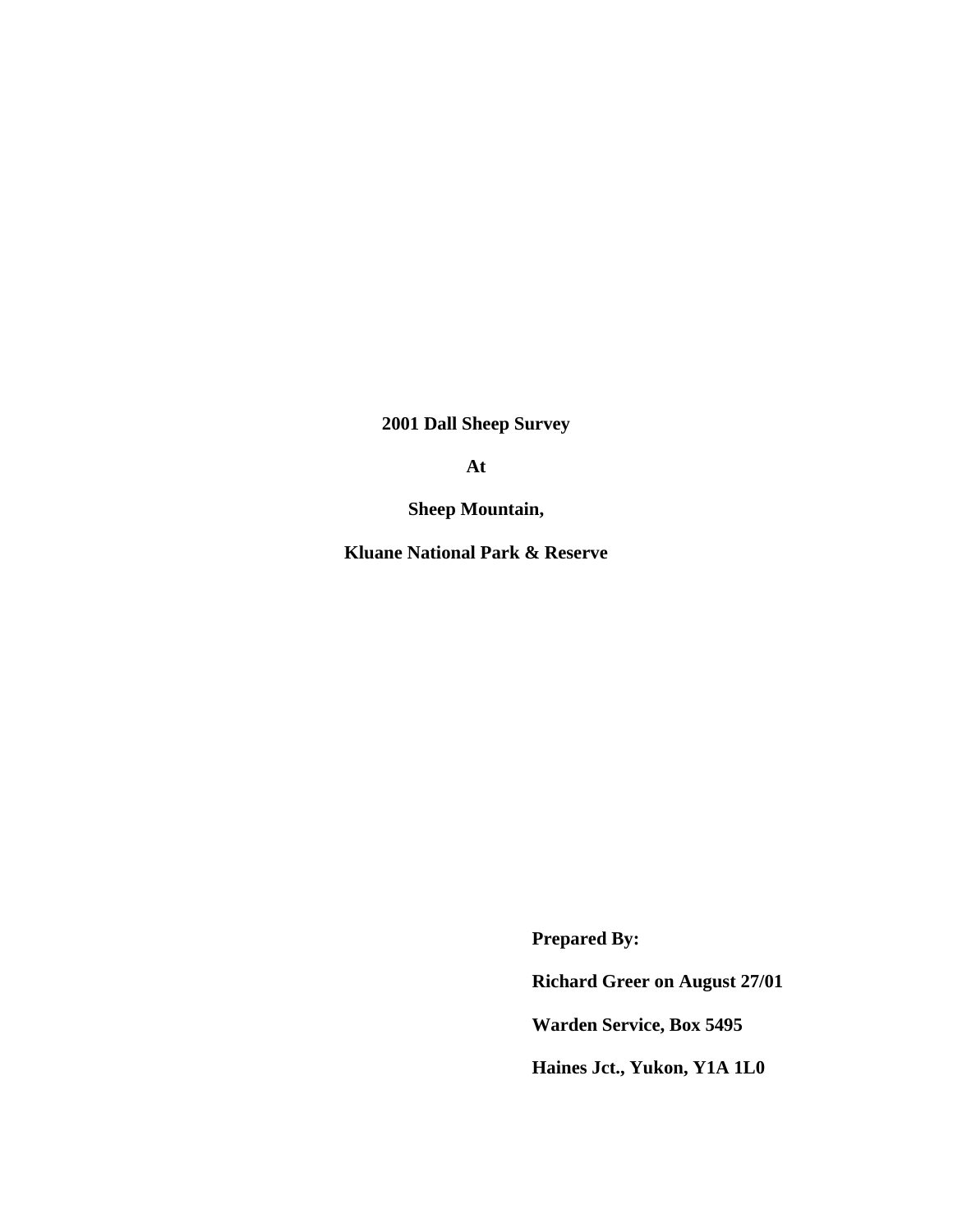**2001 Dall Sheep Survey**

**At**

**Sheep Mountain,**

**Kluane National Park & Reserve**

**Prepared By:**

**Richard Greer on August 27/01**

**Warden Service, Box 5495**

**Haines Jct., Yukon, Y1A 1L0**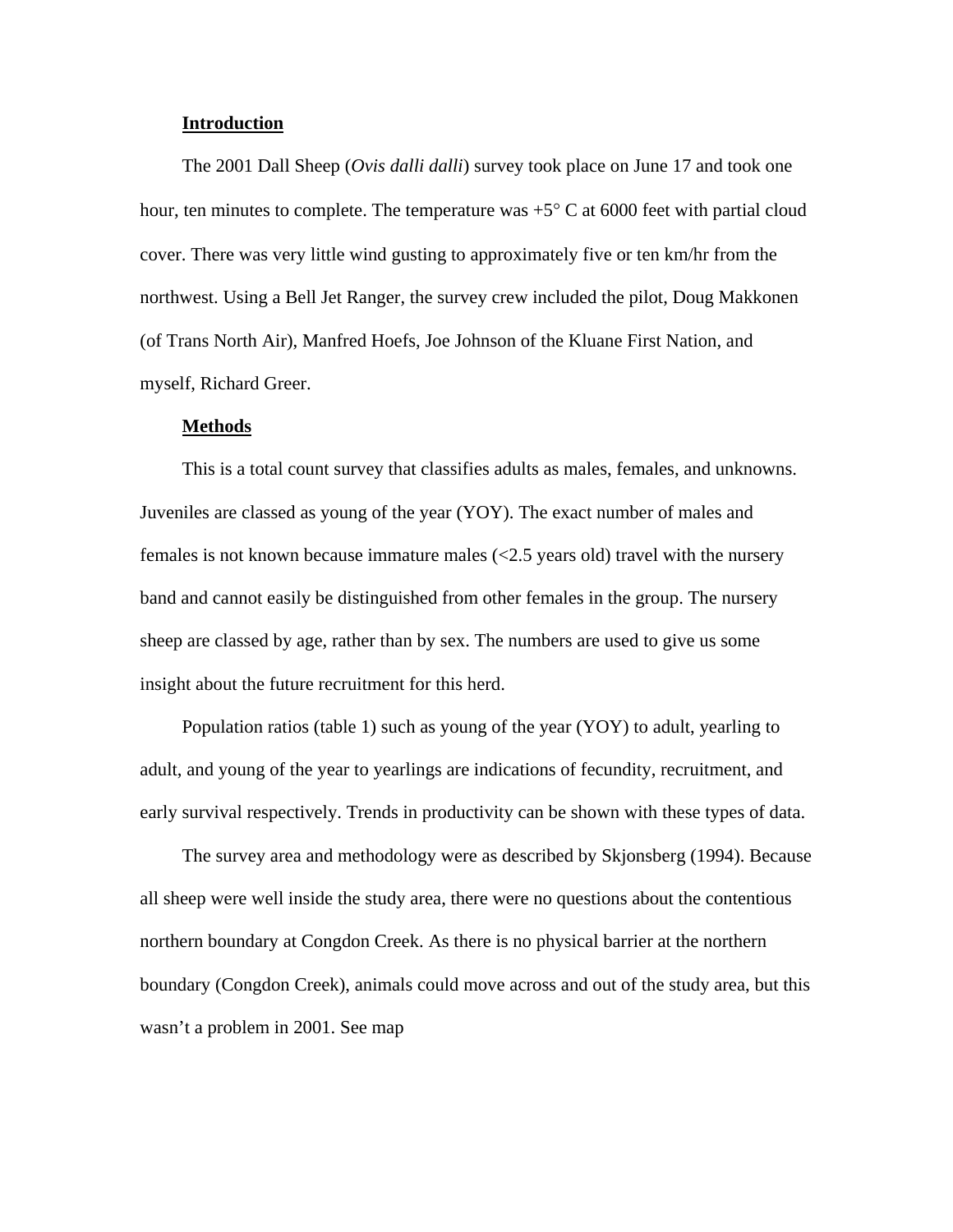## Introduction

The 2001 Dall Sheep (*Ovis dalli dalli*) survey took place on June 17 and took one hour, ten minutes to complete. The temperature was +5° C at 6000 feet with partial cloud cover. There was very little wind gusting to approximately five or ten km/hr from the northwest. Using a Bell Jet Ranger, the survey crew included the pilot, Doug Makkonen (of Trans North Air), Manfred Hoefs, Joe Johnson of the Kluane First Nation, and myself, Richard Greer.

## Methods

This is a total count survey that classifies adults as males, females, and unknowns. Juveniles are classed as young of the year (YOY). The exact number of males and females is not known because immature males (<2.5 years old) travel with the nursery band and cannot easily be distinguished from other females in the group. The nursery sheep are classed by age, rather than by sex. The numbers are used to give us some insight about the future recruitment for this herd.

Population ratios (table 1) such as young of the year (YOY) to adult, yearling to adult, and young of the year to yearlings are indications of fecundity, recruitment, and early survival respectively. Trends in productivity can be shown with these types of data.

The survey area and methodology were as described by Skjonsberg (1994). Because all sheep were well inside the study area, there were no questions about the contentious northern boundary at Congdon Creek. As there is no physical barrier at the northern boundary (Congdon Creek), animals could move across and out of the study area, but this wasn't a problem in 2001. See map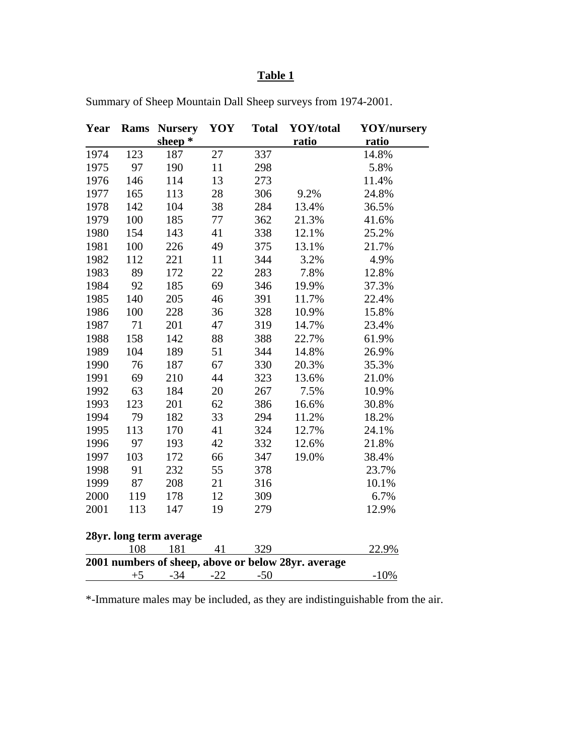**Table 1**

Summary of Sheep Mountain Dall Sheep surveys from 1974-2001.

| Year | Rams | Nursery sheep * | YOY | Total | YOY/total ratio | YOY/nursery ratio |
|---|---|---|---|---|---|---|
| 1974 | 123 | 187 | 27 | 337 | | 14.8% |
| 1975 | 97 | 190 | 11 | 298 | | 5.8% |
| 1976 | 146 | 114 | 13 | 273 | | 11.4% |
| 1977 | 165 | 113 | 28 | 306 | 9.2% | 24.8% |
| 1978 | 142 | 104 | 38 | 284 | 13.4% | 36.5% |
| 1979 | 100 | 185 | 77 | 362 | 21.3% | 41.6% |
| 1980 | 154 | 143 | 41 | 338 | 12.1% | 25.2% |
| 1981 | 100 | 226 | 49 | 375 | 13.1% | 21.7% |
| 1982 | 112 | 221 | 11 | 344 | 3.2% | 4.9% |
| 1983 | 89 | 172 | 22 | 283 | 7.8% | 12.8% |
| 1984 | 92 | 185 | 69 | 346 | 19.9% | 37.3% |
| 1985 | 140 | 205 | 46 | 391 | 11.7% | 22.4% |
| 1986 | 100 | 228 | 36 | 328 | 10.9% | 15.8% |
| 1987 | 71 | 201 | 47 | 319 | 14.7% | 23.4% |
| 1988 | 158 | 142 | 88 | 388 | 22.7% | 61.9% |
| 1989 | 104 | 189 | 51 | 344 | 14.8% | 26.9% |
| 1990 | 76 | 187 | 67 | 330 | 20.3% | 35.3% |
| 1991 | 69 | 210 | 44 | 323 | 13.6% | 21.0% |
| 1992 | 63 | 184 | 20 | 267 | 7.5% | 10.9% |
| 1993 | 123 | 201 | 62 | 386 | 16.6% | 30.8% |
| 1994 | 79 | 182 | 33 | 294 | 11.2% | 18.2% |
| 1995 | 113 | 170 | 41 | 324 | 12.7% | 24.1% |
| 1996 | 97 | 193 | 42 | 332 | 12.6% | 21.8% |
| 1997 | 103 | 172 | 66 | 347 | 19.0% | 38.4% |
| 1998 | 91 | 232 | 55 | 378 | | 23.7% |
| 1999 | 87 | 208 | 21 | 316 | | 10.1% |
| 2000 | 119 | 178 | 12 | 309 | | 6.7% |
| 2001 | 113 | 147 | 19 | 279 | | 12.9% |
| **28yr. long term average** | | | | | | |
| | 108 | 181 | 41 | 329 | | 22.9% |
| **2001 numbers of sheep, above or below 28yr. average** | | | | | | |
| | +5 | -34 | -22 | -50 | | -10% |

*-Immature males may be included, as they are indistinguishable from the air.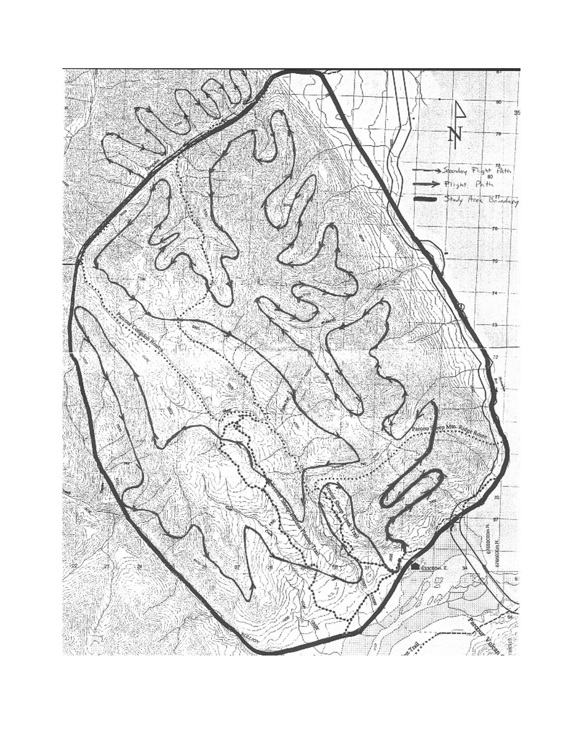Secondary Flight Path

Flight Path

Study Area Boundary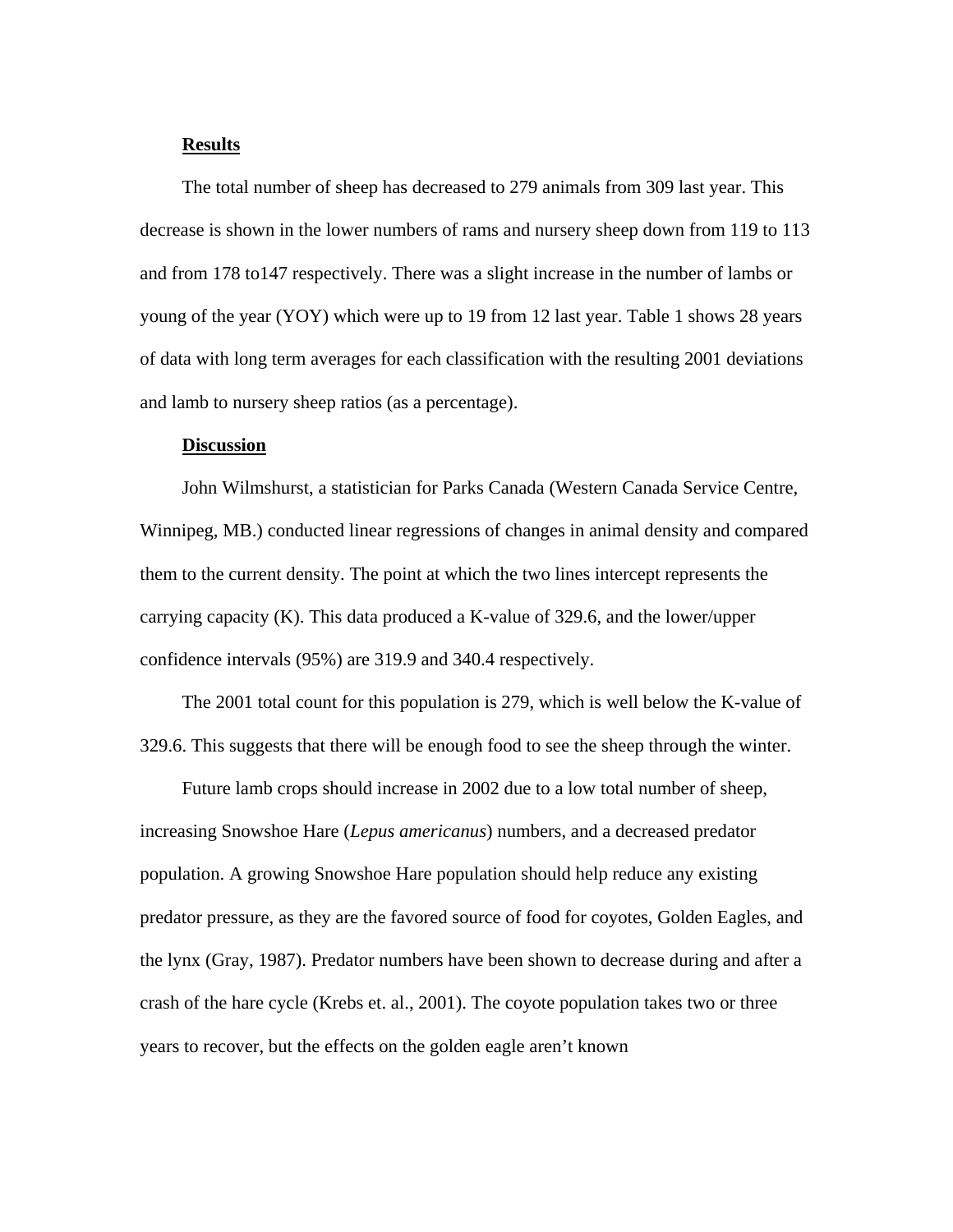## Results

The total number of sheep has decreased to 279 animals from 309 last year. This decrease is shown in the lower numbers of rams and nursery sheep down from 119 to 113 and from 178 to147 respectively. There was a slight increase in the number of lambs or young of the year (YOY) which were up to 19 from 12 last year. Table 1 shows 28 years of data with long term averages for each classification with the resulting 2001 deviations and lamb to nursery sheep ratios (as a percentage).

## Discussion

John Wilmshurst, a statistician for Parks Canada (Western Canada Service Centre, Winnipeg, MB.) conducted linear regressions of changes in animal density and compared them to the current density. The point at which the two lines intercept represents the carrying capacity (K). This data produced a K-value of 329.6, and the lower/upper confidence intervals (95%) are 319.9 and 340.4 respectively.

The 2001 total count for this population is 279, which is well below the K-value of 329.6. This suggests that there will be enough food to see the sheep through the winter.

Future lamb crops should increase in 2002 due to a low total number of sheep, increasing Snowshoe Hare (*Lepus americanus*) numbers, and a decreased predator population. A growing Snowshoe Hare population should help reduce any existing predator pressure, as they are the favored source of food for coyotes, Golden Eagles, and the lynx (Gray, 1987). Predator numbers have been shown to decrease during and after a crash of the hare cycle (Krebs et. al., 2001). The coyote population takes two or three years to recover, but the effects on the golden eagle aren't known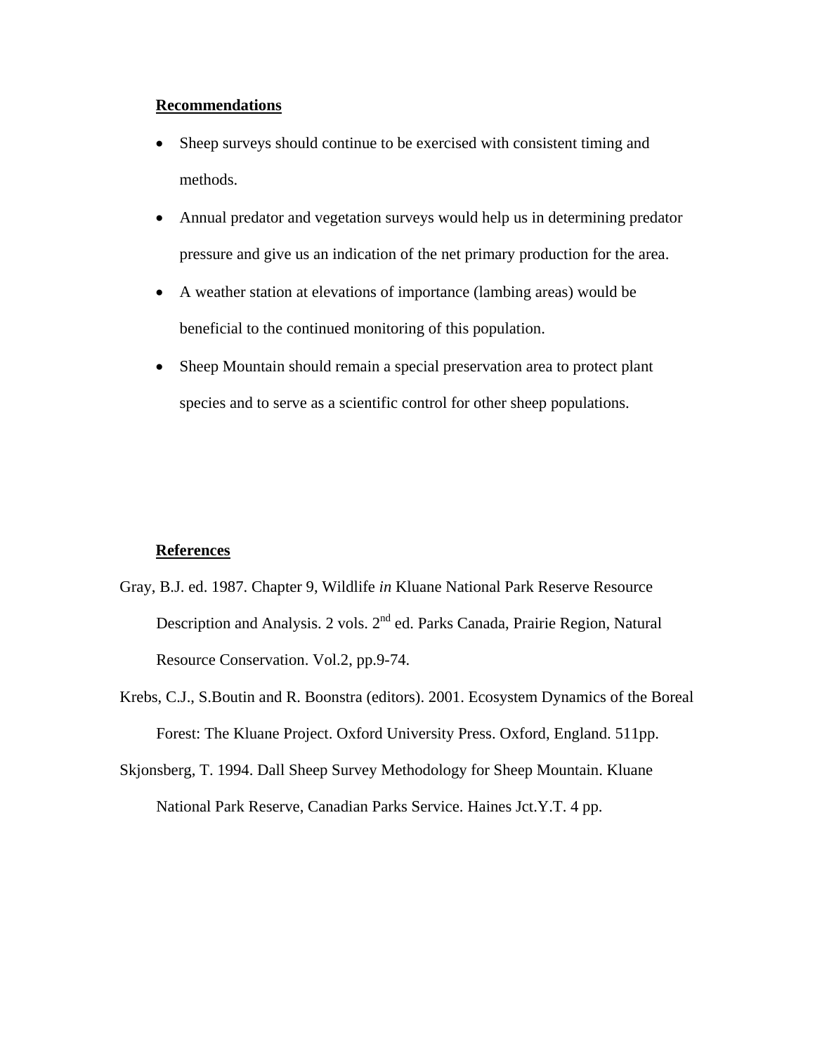## **Recommendations**

- Sheep surveys should continue to be exercised with consistent timing and methods.
- Annual predator and vegetation surveys would help us in determining predator pressure and give us an indication of the net primary production for the area.
- A weather station at elevations of importance (lambing areas) would be beneficial to the continued monitoring of this population.
- Sheep Mountain should remain a special preservation area to protect plant species and to serve as a scientific control for other sheep populations.

## **References**

Gray, B.J. ed. 1987. Chapter 9, Wildlife *in* Kluane National Park Reserve Resource Description and Analysis. 2 vols. 2nd ed. Parks Canada, Prairie Region, Natural Resource Conservation. Vol.2, pp.9-74.

Krebs, C.J., S.Boutin and R. Boonstra (editors). 2001. Ecosystem Dynamics of the Boreal Forest: The Kluane Project. Oxford University Press. Oxford, England. 511pp.

Skjonsberg, T. 1994. Dall Sheep Survey Methodology for Sheep Mountain. Kluane National Park Reserve, Canadian Parks Service. Haines Jct.Y.T. 4 pp.